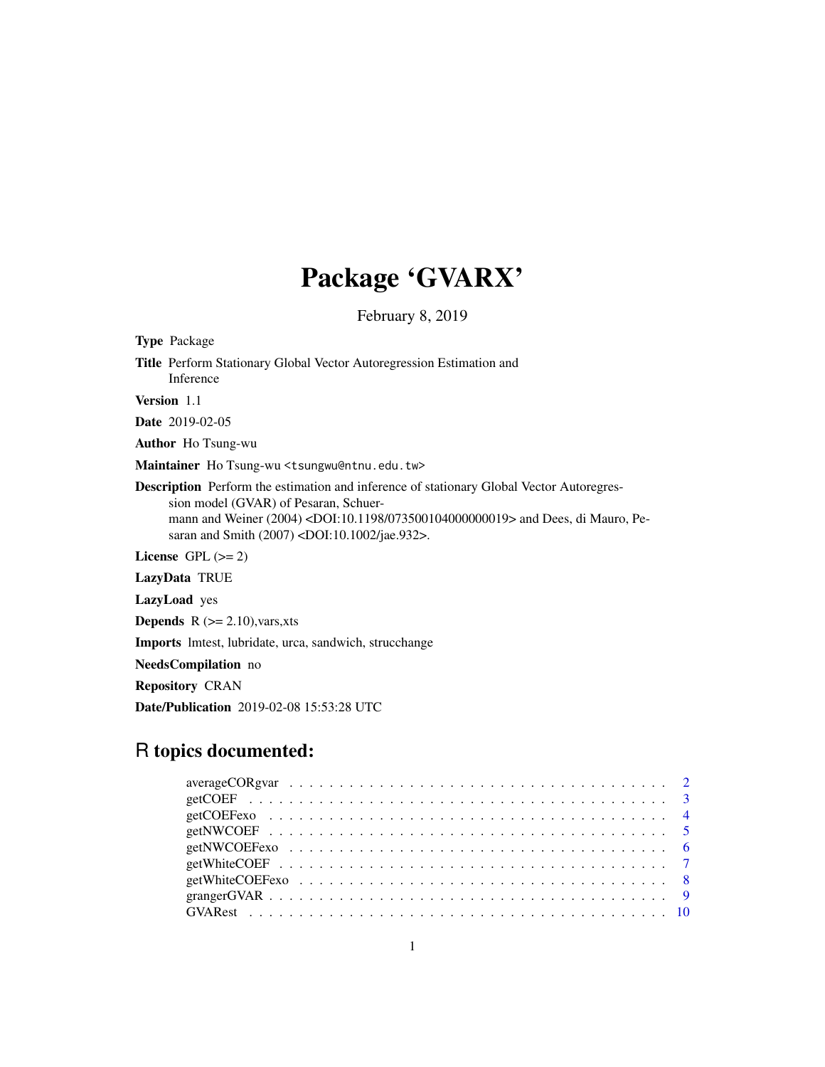# Package 'GVARX'

February 8, 2019

**Type** Package

**Title** Perform Stationary Global Vector Autoregression Estimation and Inference

**Version** 1.1

**Date** 2019-02-05

**Author** Ho Tsung-wu

**Maintainer** Ho Tsung-wu <tsungwu@ntnu.edu.tw>

**Description** Perform the estimation and inference of stationary Global Vector Autoregression model (GVAR) of Pesaran, Schuermann and Weiner (2004) <DOI:10.1198/073500104000000019> and Dees, di Mauro, Pesaran and Smith (2007) <DOI:10.1002/jae.932>.

**License** GPL (>= 2)

**LazyData** TRUE

**LazyLoad** yes

**Depends** R (>= 2.10),vars,xts

**Imports** lmtest, lubridate, urca, sandwich, strucchange

**NeedsCompilation** no

**Repository** CRAN

**Date/Publication** 2019-02-08 15:53:28 UTC

## R topics documented:

| | |
|---|---|
| averageCORgvar | 2 |
| getCOEF | 3 |
| getCOEFexo | 4 |
| getNWCOEF | 5 |
| getNWCOEFexo | 6 |
| getWhiteCOEF | 7 |
| getWhiteCOEFexo | 8 |
| grangerGVAR | 9 |
| GVARest | 10 |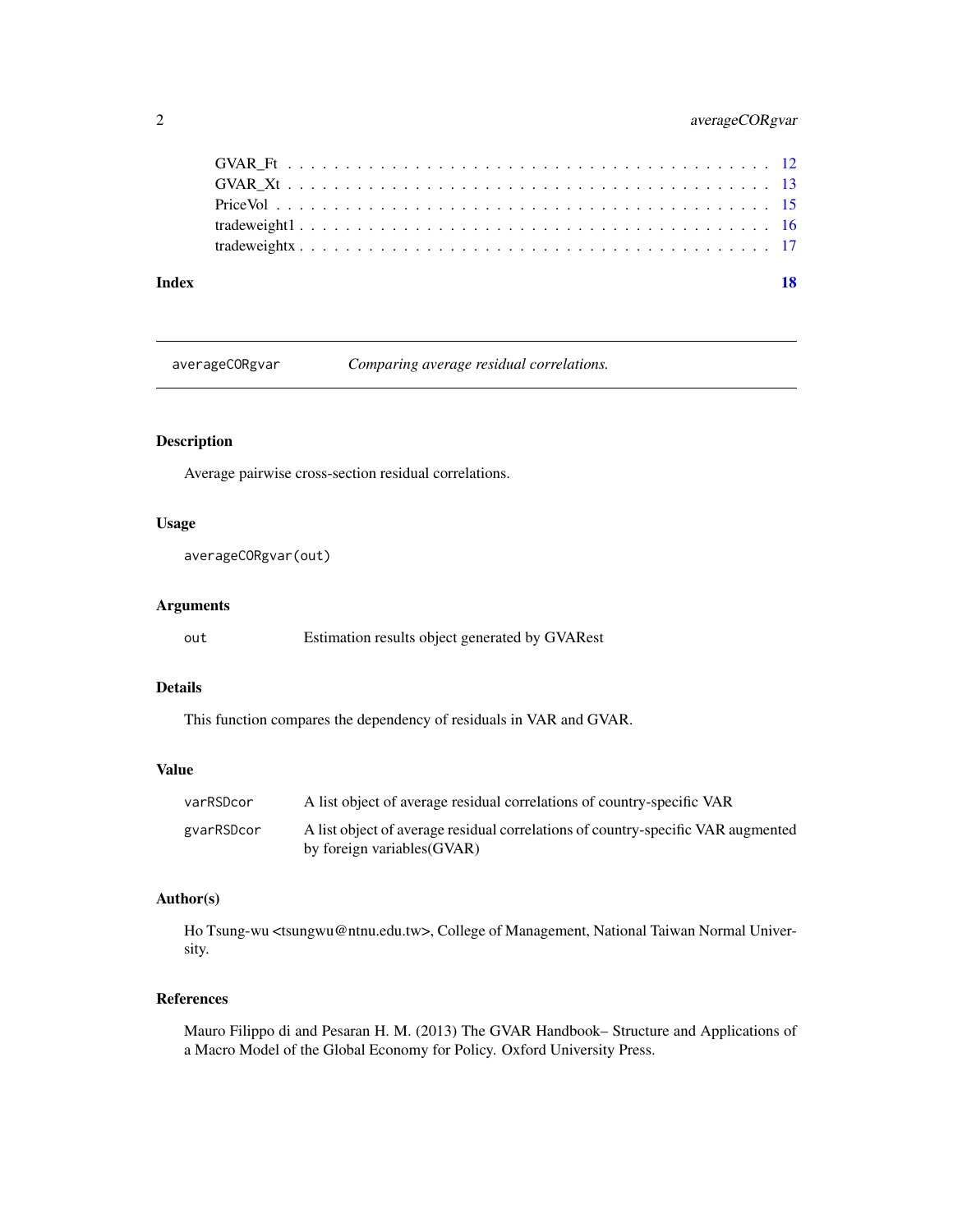GVAR_Ft . . . . . . . . . . . . . . . . . . . . . . . . . . . . . . . . . . . . . . . . 12
GVAR_Xt . . . . . . . . . . . . . . . . . . . . . . . . . . . . . . . . . . . . . . . . 13
PriceVol . . . . . . . . . . . . . . . . . . . . . . . . . . . . . . . . . . . . . . . . 15
tradeweight1 . . . . . . . . . . . . . . . . . . . . . . . . . . . . . . . . . . . . . . . 16
tradeweightx . . . . . . . . . . . . . . . . . . . . . . . . . . . . . . . . . . . . . . . 17

**Index** **18**

---

`averageCORgvar` *Comparing average residual correlations.*

---

## Description

Average pairwise cross-section residual correlations.

## Usage

```
averageCORgvar(out)
```

## Arguments

| | |
|---|---|
| `out` | Estimation results object generated by GVARest |

## Details

This function compares the dependency of residuals in VAR and GVAR.

## Value

| | |
|---|---|
| `varRSDcor` | A list object of average residual correlations of country-specific VAR |
| `gvarRSDcor` | A list object of average residual correlations of country-specific VAR augmented by foreign variables(GVAR) |

## Author(s)

Ho Tsung-wu <tsungwu@ntnu.edu.tw>, College of Management, National Taiwan Normal University.

## References

Mauro Filippo di and Pesaran H. M. (2013) The GVAR Handbook– Structure and Applications of a Macro Model of the Global Economy for Policy. Oxford University Press.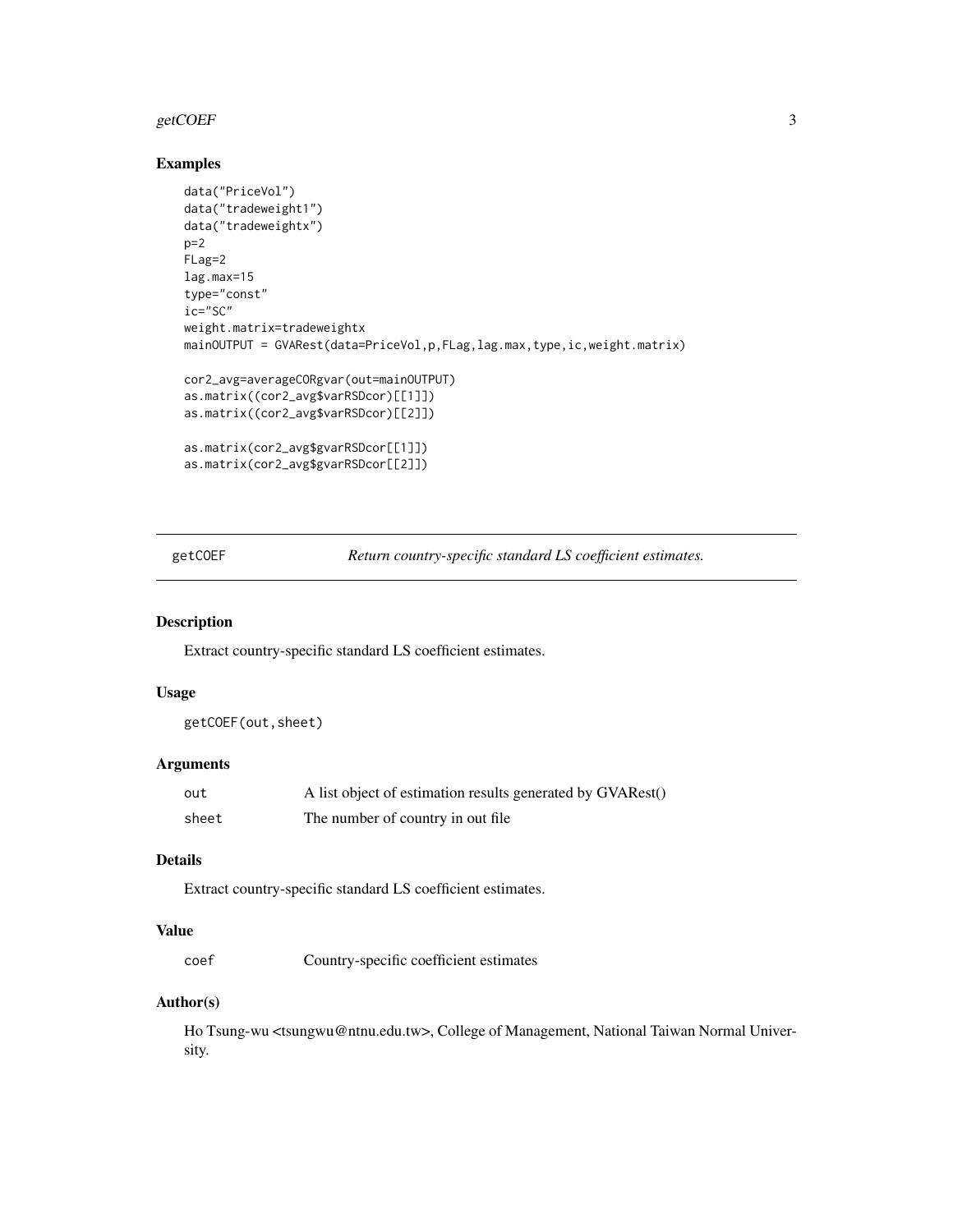### Examples

```
data("PriceVol")
data("tradeweight1")
data("tradeweightx")
p=2
FLag=2
lag.max=15
type="const"
ic="SC"
weight.matrix=tradeweightx
mainOUTPUT = GVARest(data=PriceVol,p,FLag,lag.max,type,ic,weight.matrix)

cor2_avg=averageCORgvar(out=mainOUTPUT)
as.matrix((cor2_avg$varRSDcor)[[1]])
as.matrix((cor2_avg$varRSDcor)[[2]])

as.matrix(cor2_avg$gvarRSDcor[[1]])
as.matrix(cor2_avg$gvarRSDcor[[2]])
```

---

## getCOEF — *Return country-specific standard LS coefficient estimates.*

### Description

Extract country-specific standard LS coefficient estimates.

### Usage

```
getCOEF(out,sheet)
```

### Arguments

| | |
|---|---|
| out | A list object of estimation results generated by GVARest() |
| sheet | The number of country in out file |

### Details

Extract country-specific standard LS coefficient estimates.

### Value

| | |
|---|---|
| coef | Country-specific coefficient estimates |

### Author(s)

Ho Tsung-wu <tsungwu@ntnu.edu.tw>, College of Management, National Taiwan Normal University.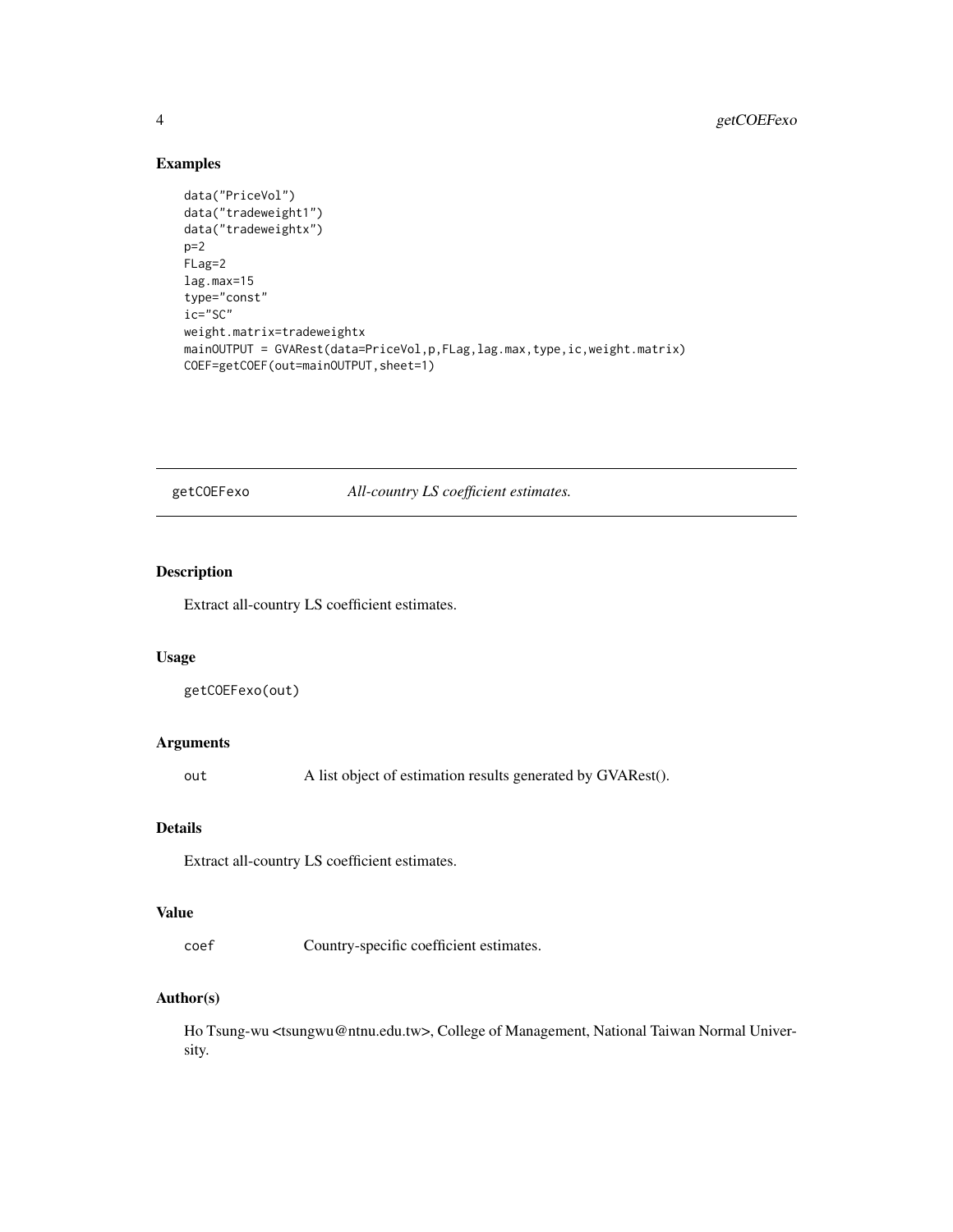## Examples

```
data("PriceVol")
data("tradeweight1")
data("tradeweightx")
p=2
FLag=2
lag.max=15
type="const"
ic="SC"
weight.matrix=tradeweightx
mainOUTPUT = GVARest(data=PriceVol,p,FLag,lag.max,type,ic,weight.matrix)
COEF=getCOEF(out=mainOUTPUT,sheet=1)
```

---

# getCOEFexo — *All-country LS coefficient estimates.*

---

## Description

Extract all-country LS coefficient estimates.

## Usage

```
getCOEFexo(out)
```

## Arguments

| | |
|---|---|
| out | A list object of estimation results generated by GVARest(). |

## Details

Extract all-country LS coefficient estimates.

## Value

| | |
|---|---|
| coef | Country-specific coefficient estimates. |

## Author(s)

Ho Tsung-wu <tsungwu@ntnu.edu.tw>, College of Management, National Taiwan Normal University.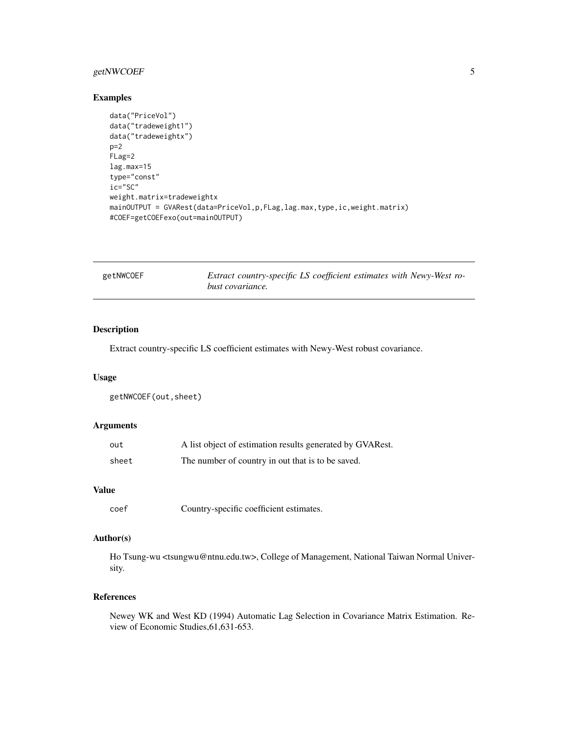## Examples

```
data("PriceVol")
data("tradeweight1")
data("tradeweightx")
p=2
FLag=2
lag.max=15
type="const"
ic="SC"
weight.matrix=tradeweightx
mainOUTPUT = GVARest(data=PriceVol,p,FLag,lag.max,type,ic,weight.matrix)
#COEF=getCOEFexo(out=mainOUTPUT)
```

---

# getNWCOEF — *Extract country-specific LS coefficient estimates with Newy-West robust covariance.*

---

## Description

Extract country-specific LS coefficient estimates with Newy-West robust covariance.

## Usage

```
getNWCOEF(out,sheet)
```

## Arguments

| | |
|---|---|
| out | A list object of estimation results generated by GVARest. |
| sheet | The number of country in out that is to be saved. |

## Value

| | |
|---|---|
| coef | Country-specific coefficient estimates. |

## Author(s)

Ho Tsung-wu <tsungwu@ntnu.edu.tw>, College of Management, National Taiwan Normal University.

## References

Newey WK and West KD (1994) Automatic Lag Selection in Covariance Matrix Estimation. Review of Economic Studies,61,631-653.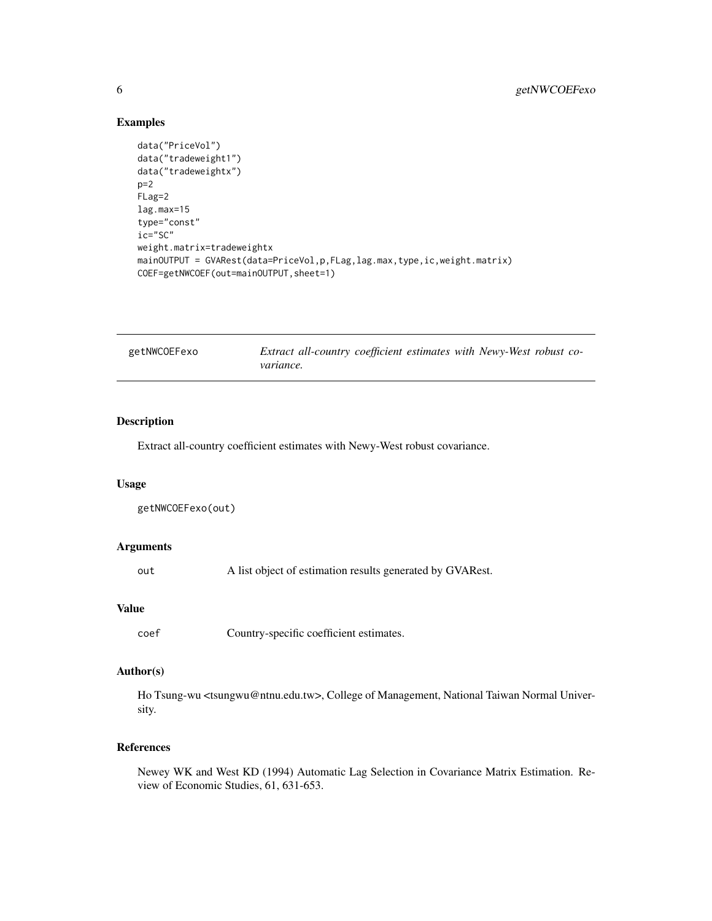## Examples

```
data("PriceVol")
data("tradeweight1")
data("tradeweightx")
p=2
FLag=2
lag.max=15
type="const"
ic="SC"
weight.matrix=tradeweightx
mainOUTPUT = GVARest(data=PriceVol,p,FLag,lag.max,type,ic,weight.matrix)
COEF=getNWCOEF(out=mainOUTPUT,sheet=1)
```

---

# getNWCOEFexo — *Extract all-country coefficient estimates with Newy-West robust covariance.*

---

## Description

Extract all-country coefficient estimates with Newy-West robust covariance.

## Usage

```
getNWCOEFexo(out)
```

## Arguments

| | |
|---|---|
| out | A list object of estimation results generated by GVARest. |

## Value

| | |
|---|---|
| coef | Country-specific coefficient estimates. |

## Author(s)

Ho Tsung-wu <tsungwu@ntnu.edu.tw>, College of Management, National Taiwan Normal University.

## References

Newey WK and West KD (1994) Automatic Lag Selection in Covariance Matrix Estimation. Review of Economic Studies, 61, 631-653.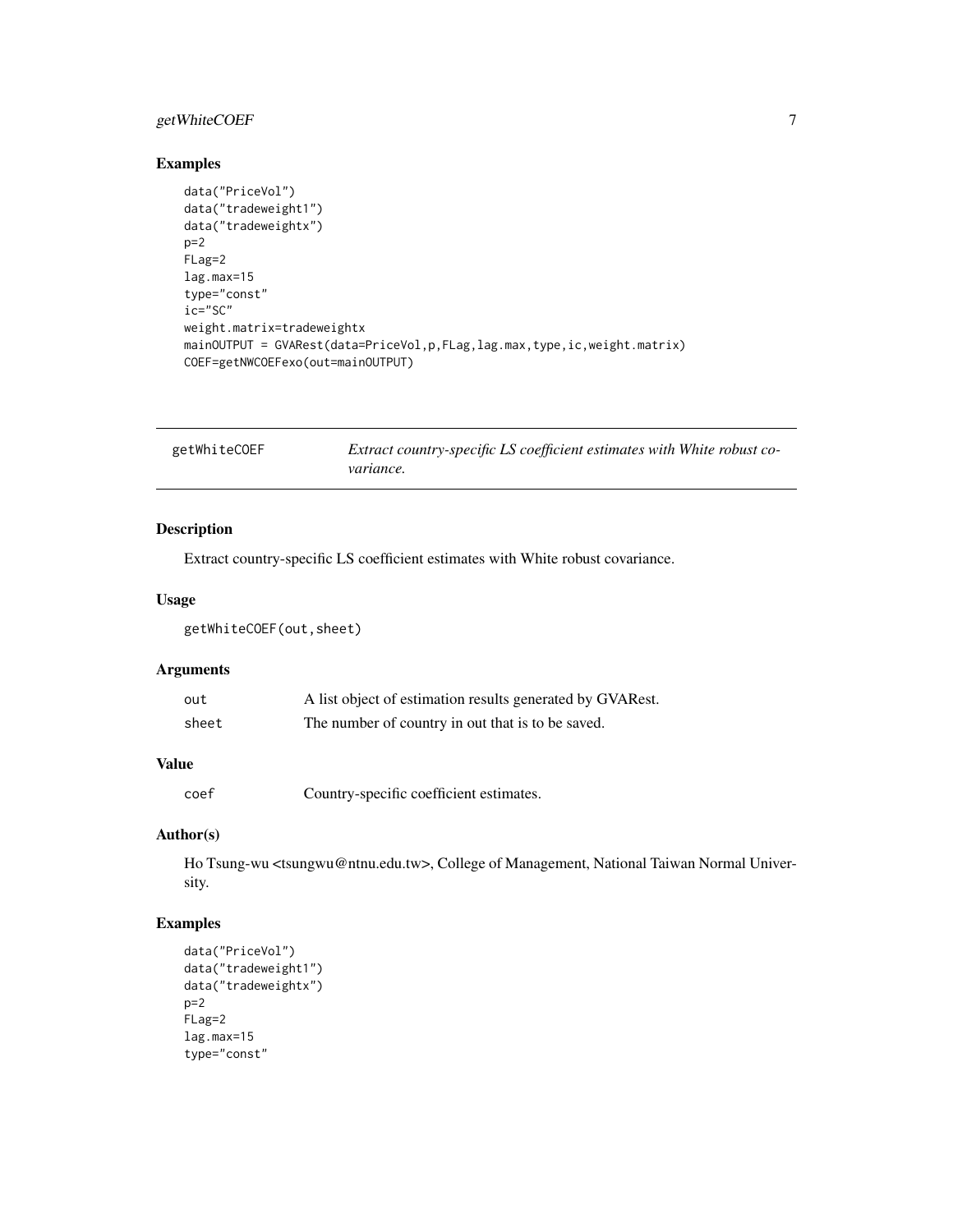### Examples

```
data("PriceVol")
data("tradeweight1")
data("tradeweightx")
p=2
FLag=2
lag.max=15
type="const"
ic="SC"
weight.matrix=tradeweightx
mainOUTPUT = GVARest(data=PriceVol,p,FLag,lag.max,type,ic,weight.matrix)
COEF=getNWCOEFexo(out=mainOUTPUT)
```

---

## getWhiteCOEF — *Extract country-specific LS coefficient estimates with White robust covariance.*

---

### Description

Extract country-specific LS coefficient estimates with White robust covariance.

### Usage

```
getWhiteCOEF(out,sheet)
```

### Arguments

| | |
|---|---|
| out | A list object of estimation results generated by GVARest. |
| sheet | The number of country in out that is to be saved. |

### Value

| | |
|---|---|
| coef | Country-specific coefficient estimates. |

### Author(s)

Ho Tsung-wu <tsungwu@ntnu.edu.tw>, College of Management, National Taiwan Normal University.

### Examples

```
data("PriceVol")
data("tradeweight1")
data("tradeweightx")
p=2
FLag=2
lag.max=15
type="const"
```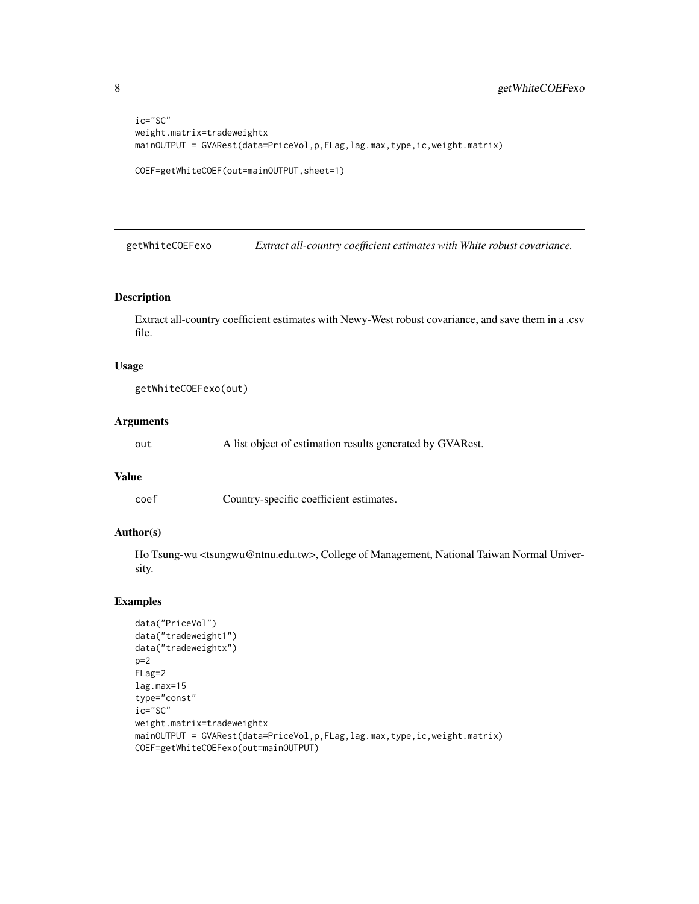```
ic="SC"
weight.matrix=tradeweightx
mainOUTPUT = GVARest(data=PriceVol,p,FLag,lag.max,type,ic,weight.matrix)

COEF=getWhiteCOEF(out=mainOUTPUT,sheet=1)
```

## getWhiteCOEFexo — *Extract all-country coefficient estimates with White robust covariance.*

### Description

Extract all-country coefficient estimates with Newy-West robust covariance, and save them in a .csv file.

### Usage

```
getWhiteCOEFexo(out)
```

### Arguments

| | |
|---|---|
| out | A list object of estimation results generated by GVARest. |

### Value

| | |
|---|---|
| coef | Country-specific coefficient estimates. |

### Author(s)

Ho Tsung-wu <tsungwu@ntnu.edu.tw>, College of Management, National Taiwan Normal University.

### Examples

```
data("PriceVol")
data("tradeweight1")
data("tradeweightx")
p=2
FLag=2
lag.max=15
type="const"
ic="SC"
weight.matrix=tradeweightx
mainOUTPUT = GVARest(data=PriceVol,p,FLag,lag.max,type,ic,weight.matrix)
COEF=getWhiteCOEFexo(out=mainOUTPUT)
```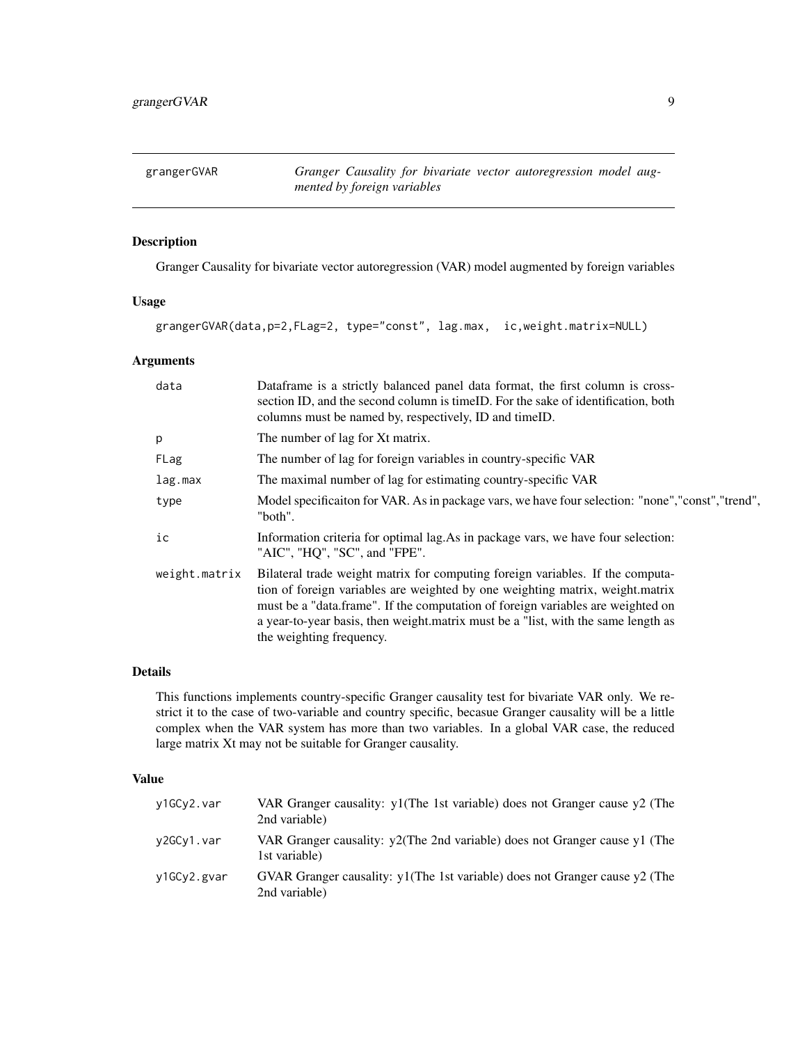## grangerGVAR — *Granger Causality for bivariate vector autoregression model augmented by foreign variables*

### Description

Granger Causality for bivariate vector autoregression (VAR) model augmented by foreign variables

### Usage

```
grangerGVAR(data,p=2,FLag=2, type="const", lag.max,  ic,weight.matrix=NULL)
```

### Arguments

| | |
|---|---|
| data | Dataframe is a strictly balanced panel data format, the first column is cross-section ID, and the second column is timeID. For the sake of identification, both columns must be named by, respectively, ID and timeID. |
| p | The number of lag for Xt matrix. |
| FLag | The number of lag for foreign variables in country-specific VAR |
| lag.max | The maximal number of lag for estimating country-specific VAR |
| type | Model specificaiton for VAR. As in package vars, we have four selection: "none","const","trend", "both". |
| ic | Information criteria for optimal lag.As in package vars, we have four selection: "AIC", "HQ", "SC", and "FPE". |
| weight.matrix | Bilateral trade weight matrix for computing foreign variables. If the computation of foreign variables are weighted by one weighting matrix, weight.matrix must be a "data.frame". If the computation of foreign variables are weighted on a year-to-year basis, then weight.matrix must be a "list, with the same length as the weighting frequency. |

### Details

This functions implements country-specific Granger causality test for bivariate VAR only. We restrict it to the case of two-variable and country specific, becasue Granger causality will be a little complex when the VAR system has more than two variables. In a global VAR case, the reduced large matrix Xt may not be suitable for Granger causality.

### Value

| | |
|---|---|
| y1GCy2.var | VAR Granger causality: y1(The 1st variable) does not Granger cause y2 (The 2nd variable) |
| y2GCy1.var | VAR Granger causality: y2(The 2nd variable) does not Granger cause y1 (The 1st variable) |
| y1GCy2.gvar | GVAR Granger causality: y1(The 1st variable) does not Granger cause y2 (The 2nd variable) |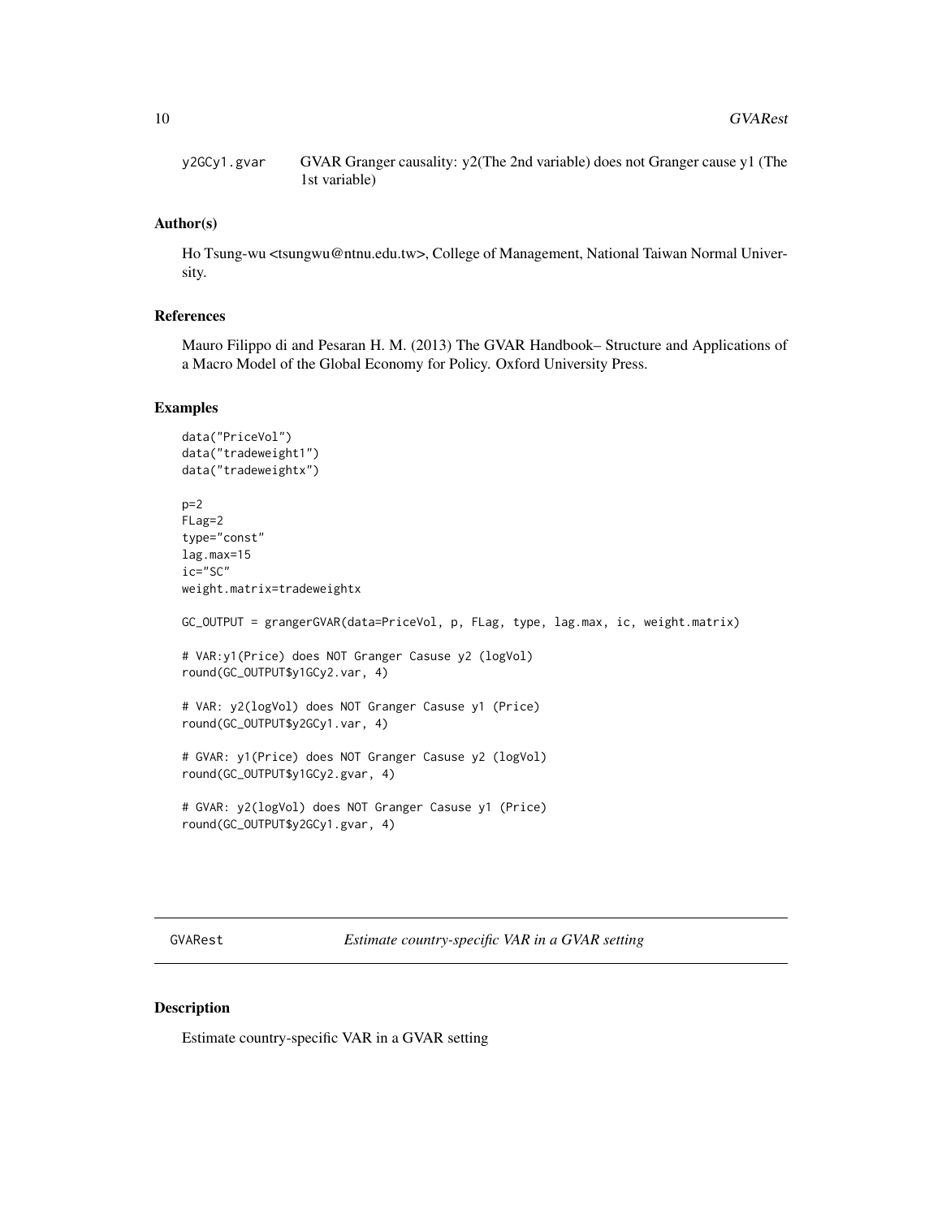y2GCy1.gvar GVAR Granger causality: y2(The 2nd variable) does not Granger cause y1 (The 1st variable)

### Author(s)

Ho Tsung-wu <tsungwu@ntnu.edu.tw>, College of Management, National Taiwan Normal University.

### References

Mauro Filippo di and Pesaran H. M. (2013) The GVAR Handbook– Structure and Applications of a Macro Model of the Global Economy for Policy. Oxford University Press.

### Examples

```
data("PriceVol")
data("tradeweight1")
data("tradeweightx")

p=2
FLag=2
type="const"
lag.max=15
ic="SC"
weight.matrix=tradeweightx

GC_OUTPUT = grangerGVAR(data=PriceVol, p, FLag, type, lag.max, ic, weight.matrix)

# VAR:y1(Price) does NOT Granger Casuse y2 (logVol)
round(GC_OUTPUT$y1GCy2.var, 4)

# VAR: y2(logVol) does NOT Granger Casuse y1 (Price)
round(GC_OUTPUT$y2GCy1.var, 4)

# GVAR: y1(Price) does NOT Granger Casuse y2 (logVol)
round(GC_OUTPUT$y1GCy2.gvar, 4)

# GVAR: y2(logVol) does NOT Granger Casuse y1 (Price)
round(GC_OUTPUT$y2GCy1.gvar, 4)
```

---

## GVARest *Estimate country-specific VAR in a GVAR setting*

### Description

Estimate country-specific VAR in a GVAR setting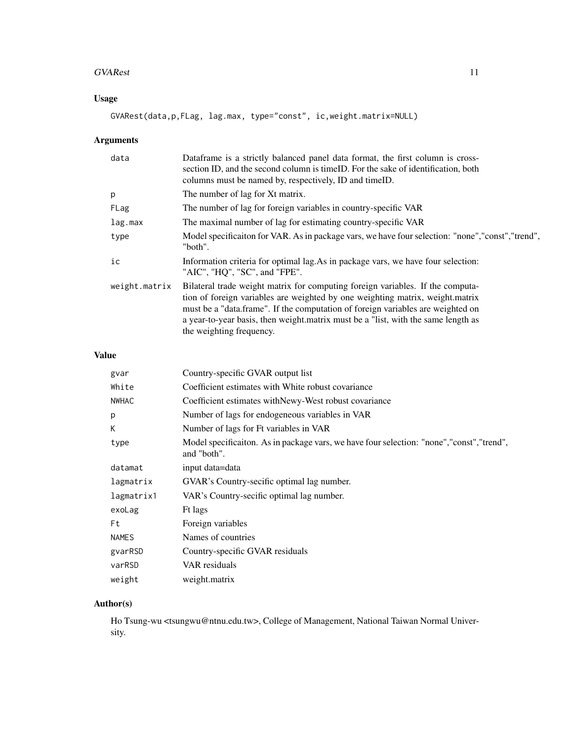## Usage

```
GVARest(data,p,FLag, lag.max, type="const", ic,weight.matrix=NULL)
```

## Arguments

| | |
|---|---|
| data | Dataframe is a strictly balanced panel data format, the first column is cross-section ID, and the second column is timeID. For the sake of identification, both columns must be named by, respectively, ID and timeID. |
| p | The number of lag for Xt matrix. |
| FLag | The number of lag for foreign variables in country-specific VAR |
| lag.max | The maximal number of lag for estimating country-specific VAR |
| type | Model specificaiton for VAR. As in package vars, we have four selection: "none","const","trend", "both". |
| ic | Information criteria for optimal lag.As in package vars, we have four selection: "AIC", "HQ", "SC", and "FPE". |
| weight.matrix | Bilateral trade weight matrix for computing foreign variables. If the computation of foreign variables are weighted by one weighting matrix, weight.matrix must be a "data.frame". If the computation of foreign variables are weighted on a year-to-year basis, then weight.matrix must be a "list, with the same length as the weighting frequency. |

## Value

| | |
|---|---|
| gvar | Country-specific GVAR output list |
| White | Coefficient estimates with White robust covariance |
| NWHAC | Coefficient estimates withNewy-West robust covariance |
| p | Number of lags for endogeneous variables in VAR |
| K | Number of lags for Ft variables in VAR |
| type | Model specificaiton. As in package vars, we have four selection: "none","const","trend", and "both". |
| datamat | input data=data |
| lagmatrix | GVAR's Country-secific optimal lag number. |
| lagmatrix1 | VAR's Country-secific optimal lag number. |
| exoLag | Ft lags |
| Ft | Foreign variables |
| NAMES | Names of countries |
| gvarRSD | Country-specific GVAR residuals |
| varRSD | VAR residuals |
| weight | weight.matrix |

## Author(s)

Ho Tsung-wu <tsungwu@ntnu.edu.tw>, College of Management, National Taiwan Normal University.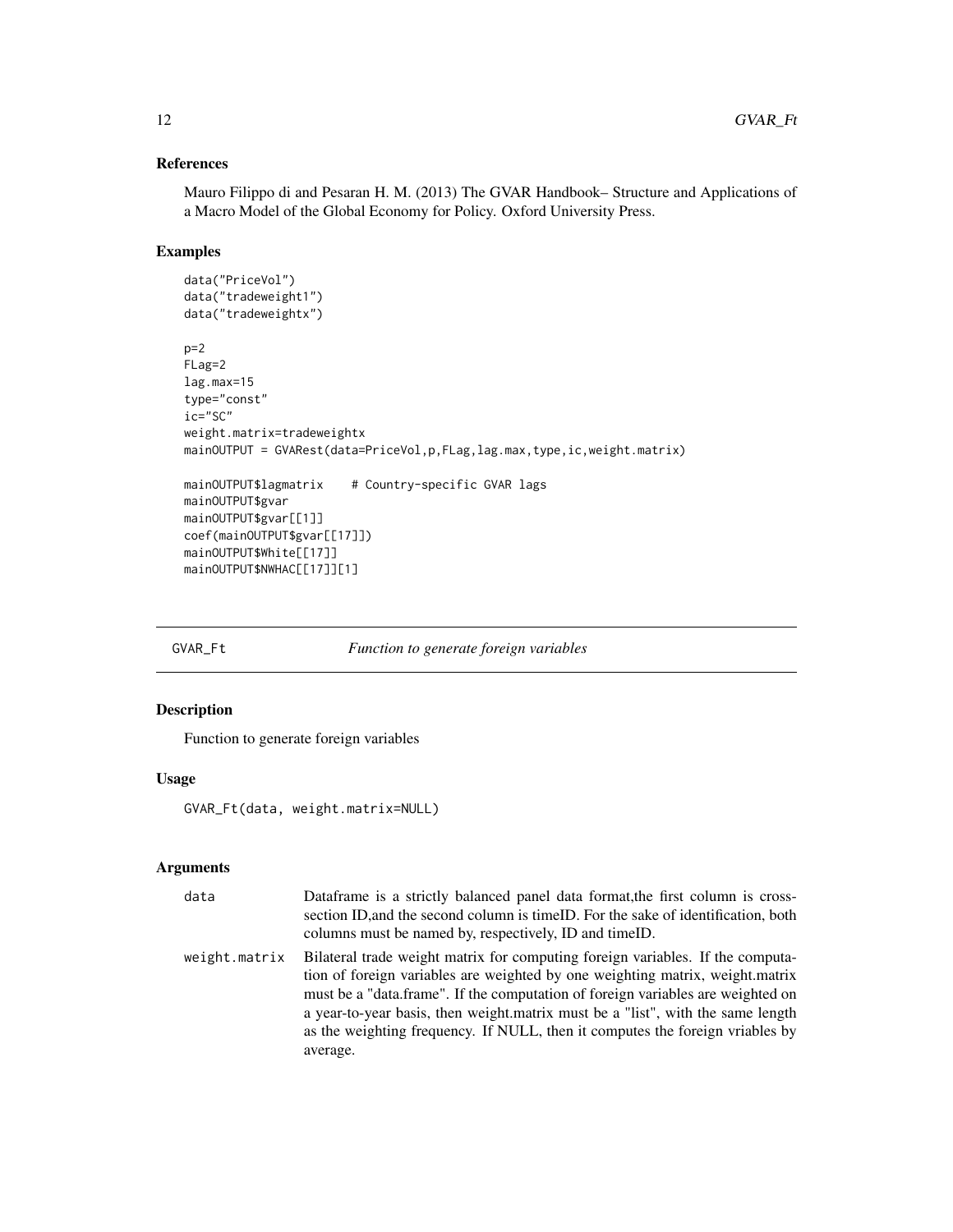## References

Mauro Filippo di and Pesaran H. M. (2013) The GVAR Handbook– Structure and Applications of a Macro Model of the Global Economy for Policy. Oxford University Press.

## Examples

```
data("PriceVol")
data("tradeweight1")
data("tradeweightx")

p=2
FLag=2
lag.max=15
type="const"
ic="SC"
weight.matrix=tradeweightx
mainOUTPUT = GVARest(data=PriceVol,p,FLag,lag.max,type,ic,weight.matrix)

mainOUTPUT$lagmatrix    # Country-specific GVAR lags
mainOUTPUT$gvar
mainOUTPUT$gvar[[1]]
coef(mainOUTPUT$gvar[[17]])
mainOUTPUT$White[[17]]
mainOUTPUT$NWHAC[[17]][1]
```

---

# GVAR_Ft — *Function to generate foreign variables*

---

## Description

Function to generate foreign variables

## Usage

```
GVAR_Ft(data, weight.matrix=NULL)
```

## Arguments

| | |
|---|---|
| data | Dataframe is a strictly balanced panel data format,the first column is cross-section ID,and the second column is timeID. For the sake of identification, both columns must be named by, respectively, ID and timeID. |
| weight.matrix | Bilateral trade weight matrix for computing foreign variables. If the computation of foreign variables are weighted by one weighting matrix, weight.matrix must be a "data.frame". If the computation of foreign variables are weighted on a year-to-year basis, then weight.matrix must be a "list", with the same length as the weighting frequency. If NULL, then it computes the foreign vriables by average. |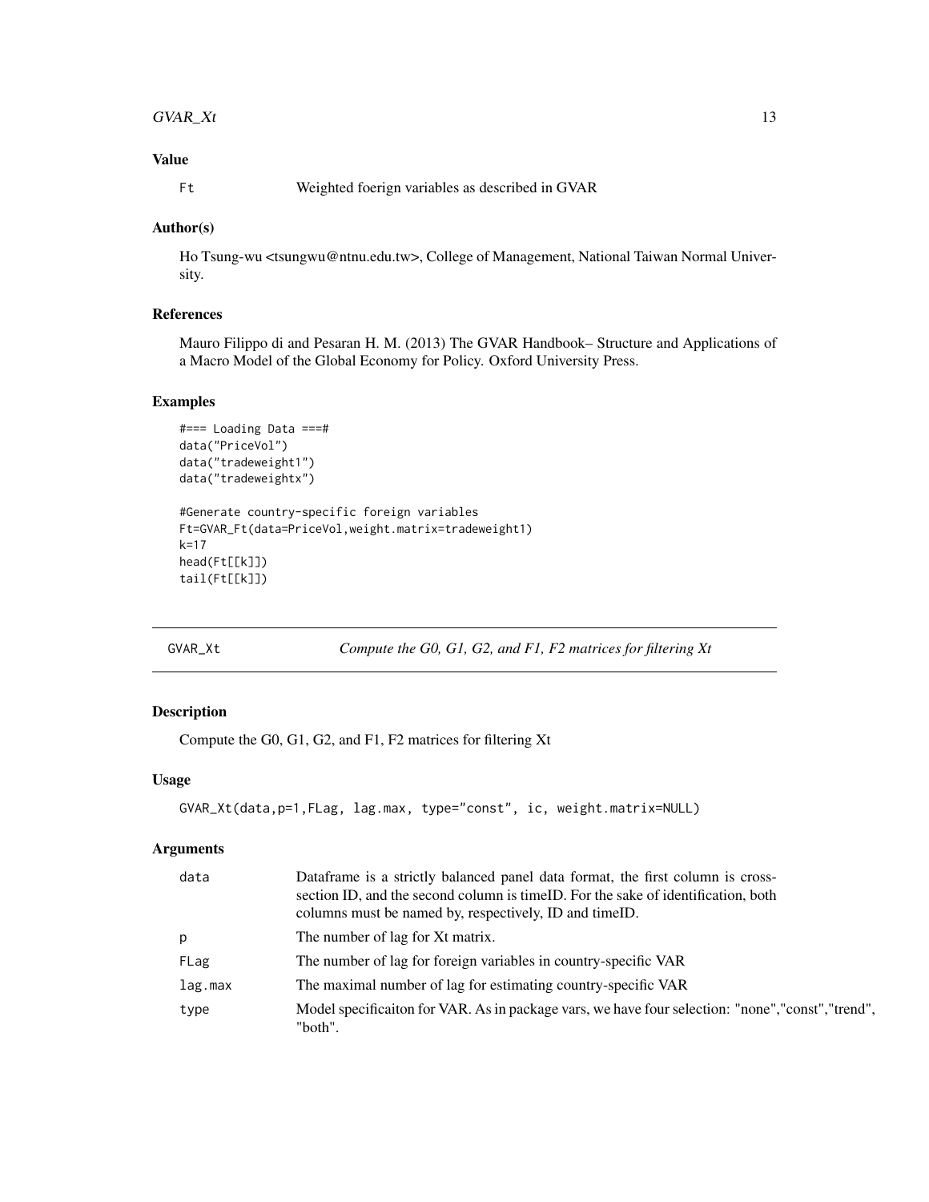### Value

Ft Weighted foerign variables as described in GVAR

### Author(s)

Ho Tsung-wu <tsungwu@ntnu.edu.tw>, College of Management, National Taiwan Normal University.

### References

Mauro Filippo di and Pesaran H. M. (2013) The GVAR Handbook– Structure and Applications of a Macro Model of the Global Economy for Policy. Oxford University Press.

### Examples

```
#=== Loading Data ===#
data("PriceVol")
data("tradeweight1")
data("tradeweightx")

#Generate country-specific foreign variables
Ft=GVAR_Ft(data=PriceVol,weight.matrix=tradeweight1)
k=17
head(Ft[[k]])
tail(Ft[[k]])
```

---

## GVAR_Xt — *Compute the G0, G1, G2, and F1, F2 matrices for filtering Xt*

### Description

Compute the G0, G1, G2, and F1, F2 matrices for filtering Xt

### Usage

```
GVAR_Xt(data,p=1,FLag, lag.max, type="const", ic, weight.matrix=NULL)
```

### Arguments

| | |
|---|---|
| data | Dataframe is a strictly balanced panel data format, the first column is cross-section ID, and the second column is timeID. For the sake of identification, both columns must be named by, respectively, ID and timeID. |
| p | The number of lag for Xt matrix. |
| FLag | The number of lag for foreign variables in country-specific VAR |
| lag.max | The maximal number of lag for estimating country-specific VAR |
| type | Model specificaiton for VAR. As in package vars, we have four selection: "none","const","trend", "both". |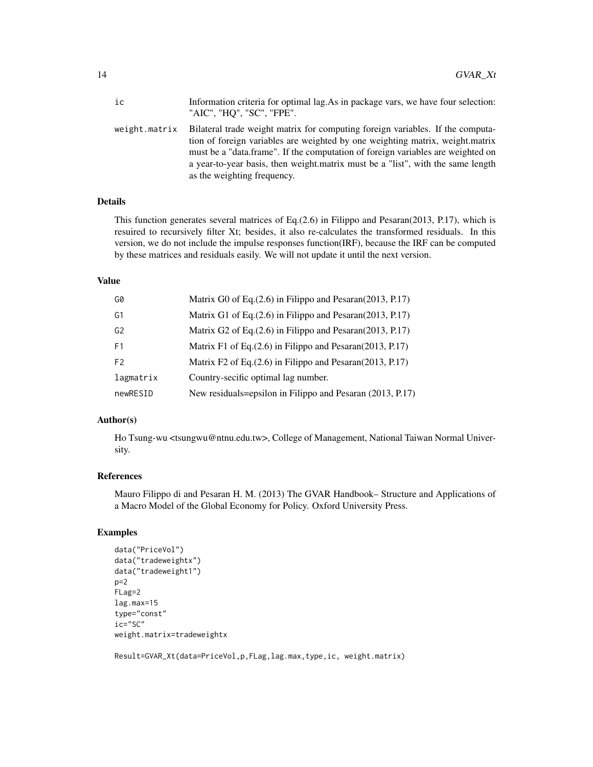| | |
|---|---|
| ic | Information criteria for optimal lag.As in package vars, we have four selection: "AIC", "HQ", "SC", "FPE". |
| weight.matrix | Bilateral trade weight matrix for computing foreign variables. If the computation of foreign variables are weighted by one weighting matrix, weight.matrix must be a "data.frame". If the computation of foreign variables are weighted on a year-to-year basis, then weight.matrix must be a "list", with the same length as the weighting frequency. |

## Details

This function generates several matrices of Eq.(2.6) in Filippo and Pesaran(2013, P.17), which is resuired to recursively filter Xt; besides, it also re-calculates the transformed residuals. In this version, we do not include the impulse responses function(IRF), because the IRF can be computed by these matrices and residuals easily. We will not update it until the next version.

## Value

| | |
|---|---|
| G0 | Matrix G0 of Eq.(2.6) in Filippo and Pesaran(2013, P.17) |
| G1 | Matrix G1 of Eq.(2.6) in Filippo and Pesaran(2013, P.17) |
| G2 | Matrix G2 of Eq.(2.6) in Filippo and Pesaran(2013, P.17) |
| F1 | Matrix F1 of Eq.(2.6) in Filippo and Pesaran(2013, P.17) |
| F2 | Matrix F2 of Eq.(2.6) in Filippo and Pesaran(2013, P.17) |
| lagmatrix | Country-secific optimal lag number. |
| newRESID | New residuals=epsilon in Filippo and Pesaran (2013, P.17) |

## Author(s)

Ho Tsung-wu <tsungwu@ntnu.edu.tw>, College of Management, National Taiwan Normal University.

## References

Mauro Filippo di and Pesaran H. M. (2013) The GVAR Handbook– Structure and Applications of a Macro Model of the Global Economy for Policy. Oxford University Press.

## Examples

```
data("PriceVol")
data("tradeweightx")
data("tradeweight1")
p=2
FLag=2
lag.max=15
type="const"
ic="SC"
weight.matrix=tradeweightx

Result=GVAR_Xt(data=PriceVol,p,FLag,lag.max,type,ic, weight.matrix)
```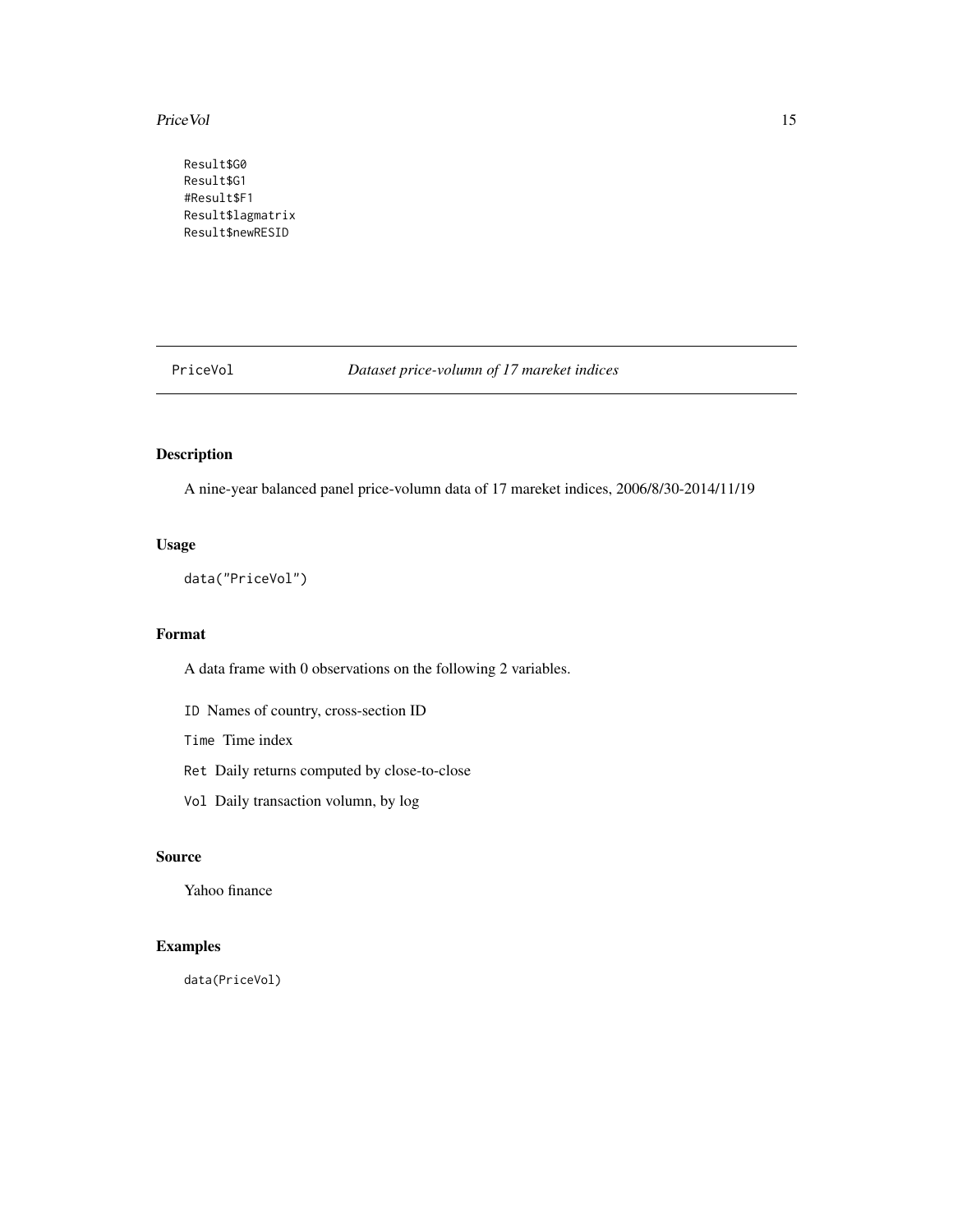```
Result$G0
Result$G1
#Result$F1
Result$lagmatrix
Result$newRESID
```

---

PriceVol *Dataset price-volumn of 17 mareket indices*

---

## Description

A nine-year balanced panel price-volumn data of 17 mareket indices, 2006/8/30-2014/11/19

## Usage

```
data("PriceVol")
```

## Format

A data frame with 0 observations on the following 2 variables.

- `ID` Names of country, cross-section ID
- `Time` Time index
- `Ret` Daily returns computed by close-to-close
- `Vol` Daily transaction volumn, by log

## Source

Yahoo finance

## Examples

```
data(PriceVol)
```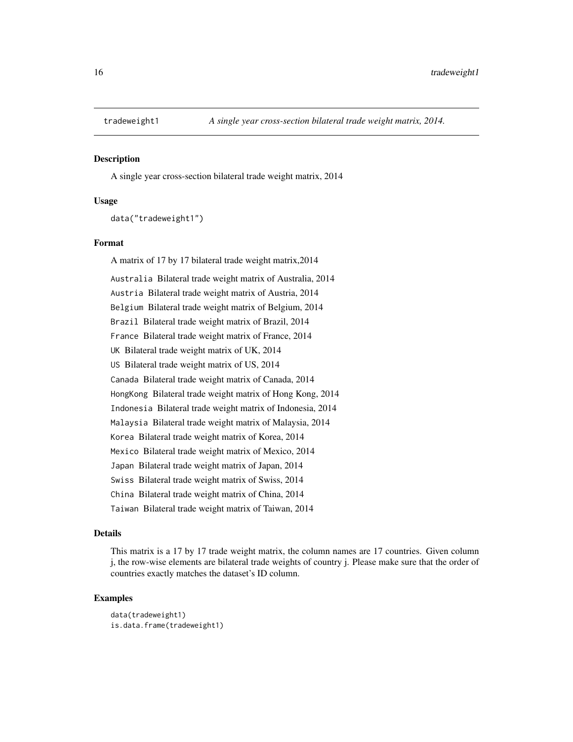# tradeweight1 — *A single year cross-section bilateral trade weight matrix, 2014.*

## Description

A single year cross-section bilateral trade weight matrix, 2014

## Usage

```
data("tradeweight1")
```

## Format

A matrix of 17 by 17 bilateral trade weight matrix,2014

- `Australia` Bilateral trade weight matrix of Australia, 2014
- `Austria` Bilateral trade weight matrix of Austria, 2014
- `Belgium` Bilateral trade weight matrix of Belgium, 2014
- `Brazil` Bilateral trade weight matrix of Brazil, 2014
- `France` Bilateral trade weight matrix of France, 2014
- `UK` Bilateral trade weight matrix of UK, 2014
- `US` Bilateral trade weight matrix of US, 2014
- `Canada` Bilateral trade weight matrix of Canada, 2014
- `HongKong` Bilateral trade weight matrix of Hong Kong, 2014
- `Indonesia` Bilateral trade weight matrix of Indonesia, 2014
- `Malaysia` Bilateral trade weight matrix of Malaysia, 2014
- `Korea` Bilateral trade weight matrix of Korea, 2014
- `Mexico` Bilateral trade weight matrix of Mexico, 2014
- `Japan` Bilateral trade weight matrix of Japan, 2014
- `Swiss` Bilateral trade weight matrix of Swiss, 2014
- `China` Bilateral trade weight matrix of China, 2014
- `Taiwan` Bilateral trade weight matrix of Taiwan, 2014

## Details

This matrix is a 17 by 17 trade weight matrix, the column names are 17 countries. Given column j, the row-wise elements are bilateral trade weights of country j. Please make sure that the order of countries exactly matches the dataset's ID column.

## Examples

```
data(tradeweight1)
is.data.frame(tradeweight1)
```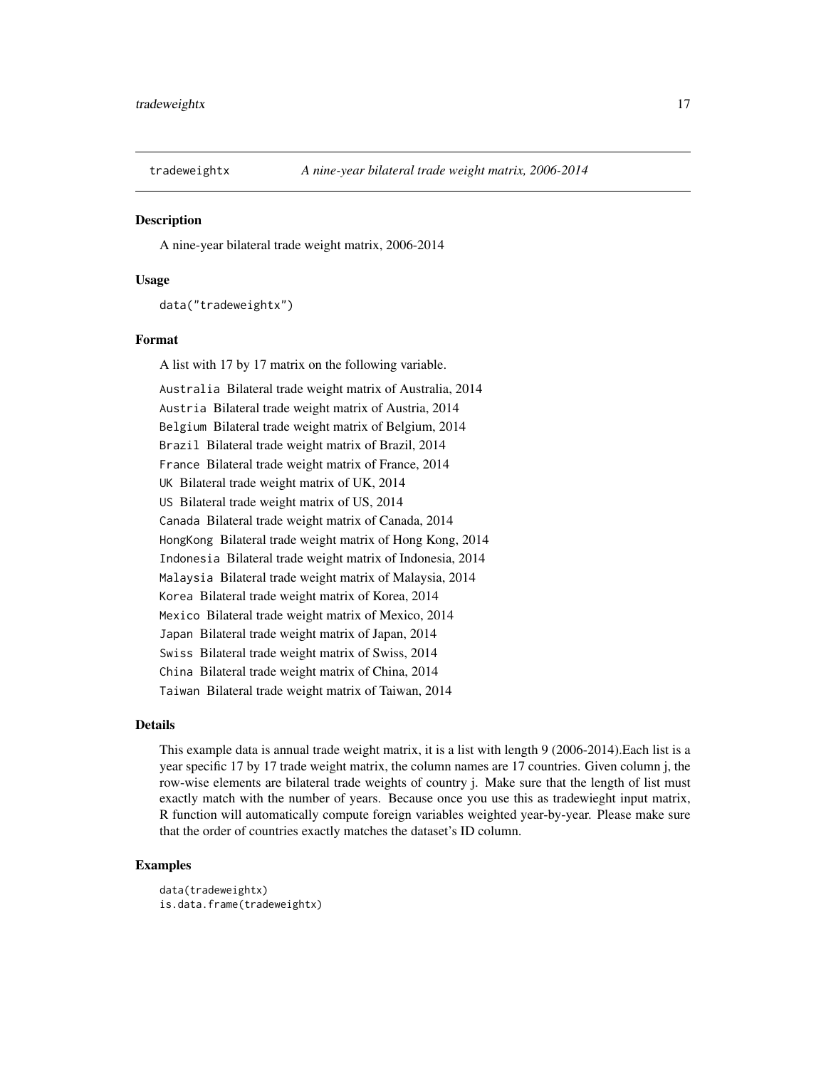# tradeweightx — *A nine-year bilateral trade weight matrix, 2006-2014*

## Description

A nine-year bilateral trade weight matrix, 2006-2014

## Usage

```
data("tradeweightx")
```

## Format

A list with 17 by 17 matrix on the following variable.

- `Australia` Bilateral trade weight matrix of Australia, 2014
- `Austria` Bilateral trade weight matrix of Austria, 2014
- `Belgium` Bilateral trade weight matrix of Belgium, 2014
- `Brazil` Bilateral trade weight matrix of Brazil, 2014
- `France` Bilateral trade weight matrix of France, 2014
- `UK` Bilateral trade weight matrix of UK, 2014
- `US` Bilateral trade weight matrix of US, 2014
- `Canada` Bilateral trade weight matrix of Canada, 2014
- `HongKong` Bilateral trade weight matrix of Hong Kong, 2014
- `Indonesia` Bilateral trade weight matrix of Indonesia, 2014
- `Malaysia` Bilateral trade weight matrix of Malaysia, 2014
- `Korea` Bilateral trade weight matrix of Korea, 2014
- `Mexico` Bilateral trade weight matrix of Mexico, 2014
- `Japan` Bilateral trade weight matrix of Japan, 2014
- `Swiss` Bilateral trade weight matrix of Swiss, 2014
- `China` Bilateral trade weight matrix of China, 2014
- `Taiwan` Bilateral trade weight matrix of Taiwan, 2014

## Details

This example data is annual trade weight matrix, it is a list with length 9 (2006-2014).Each list is a year specific 17 by 17 trade weight matrix, the column names are 17 countries. Given column j, the row-wise elements are bilateral trade weights of country j. Make sure that the length of list must exactly match with the number of years. Because once you use this as tradewieght input matrix, R function will automatically compute foreign variables weighted year-by-year. Please make sure that the order of countries exactly matches the dataset's ID column.

## Examples

```
data(tradeweightx)
is.data.frame(tradeweightx)
```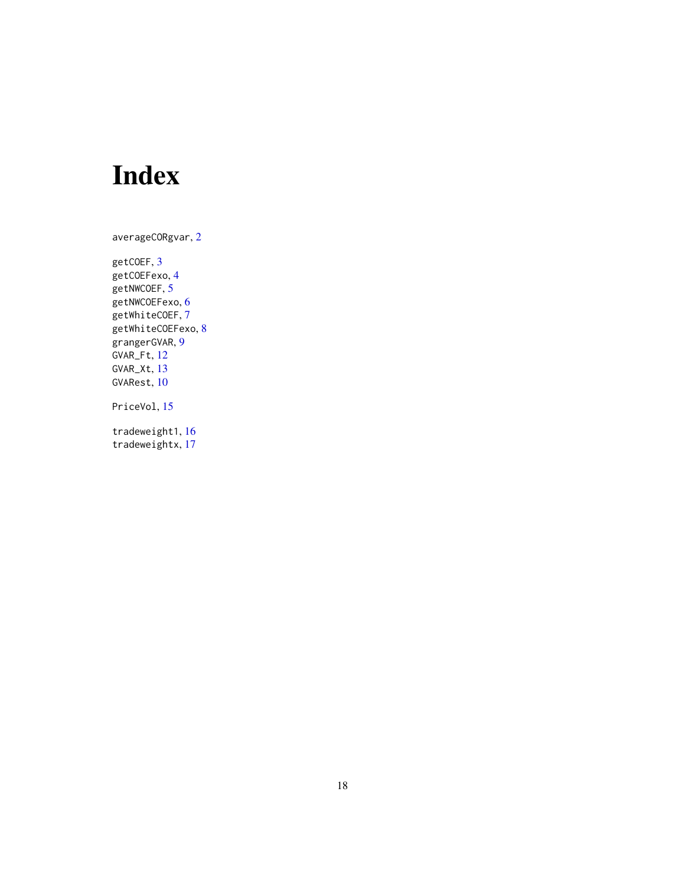# Index

averageCORgvar, 2

getCOEF, 3
getCOEFexo, 4
getNWCOEF, 5
getNWCOEFexo, 6
getWhiteCOEF, 7
getWhiteCOEFexo, 8
grangerGVAR, 9
GVAR_Ft, 12
GVAR_Xt, 13
GVARest, 10

PriceVol, 15

tradeweight1, 16
tradeweightx, 17